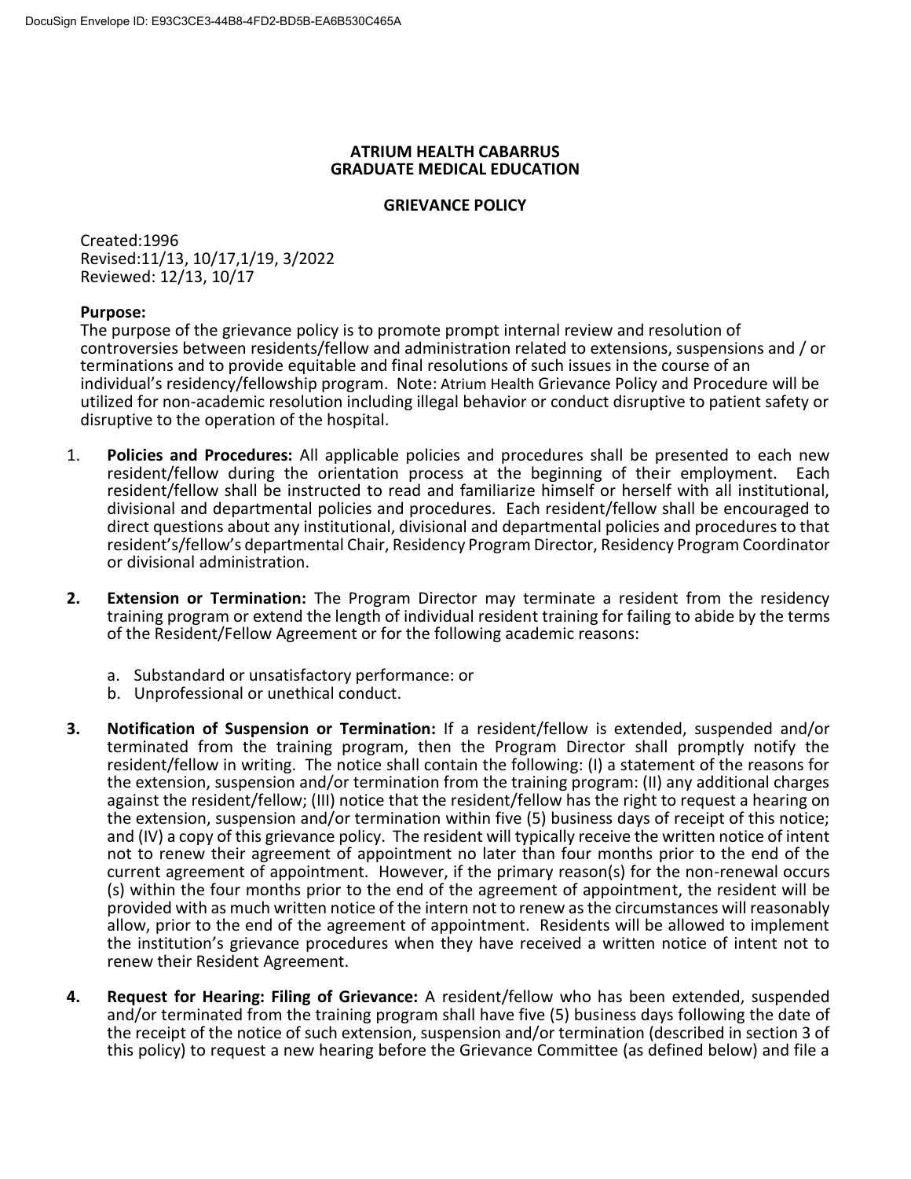# ATRIUM HEALTH CABARRUS
# GRADUATE MEDICAL EDUCATION

## GRIEVANCE POLICY

Created:1996
Revised:11/13, 10/17,1/19, 3/2022
Reviewed: 12/13, 10/17

**Purpose:**
The purpose of the grievance policy is to promote prompt internal review and resolution of controversies between residents/fellow and administration related to extensions, suspensions and / or terminations and to provide equitable and final resolutions of such issues in the course of an individual's residency/fellowship program. Note: Atrium Health Grievance Policy and Procedure will be utilized for non-academic resolution including illegal behavior or conduct disruptive to patient safety or disruptive to the operation of the hospital.

1. **Policies and Procedures:** All applicable policies and procedures shall be presented to each new resident/fellow during the orientation process at the beginning of their employment. Each resident/fellow shall be instructed to read and familiarize himself or herself with all institutional, divisional and departmental policies and procedures. Each resident/fellow shall be encouraged to direct questions about any institutional, divisional and departmental policies and procedures to that resident's/fellow's departmental Chair, Residency Program Director, Residency Program Coordinator or divisional administration.

2. **Extension or Termination:** The Program Director may terminate a resident from the residency training program or extend the length of individual resident training for failing to abide by the terms of the Resident/Fellow Agreement or for the following academic reasons:

   a. Substandard or unsatisfactory performance: or
   b. Unprofessional or unethical conduct.

3. **Notification of Suspension or Termination:** If a resident/fellow is extended, suspended and/or terminated from the training program, then the Program Director shall promptly notify the resident/fellow in writing. The notice shall contain the following: (I) a statement of the reasons for the extension, suspension and/or termination from the training program: (II) any additional charges against the resident/fellow; (III) notice that the resident/fellow has the right to request a hearing on the extension, suspension and/or termination within five (5) business days of receipt of this notice; and (IV) a copy of this grievance policy. The resident will typically receive the written notice of intent not to renew their agreement of appointment no later than four months prior to the end of the current agreement of appointment. However, if the primary reason(s) for the non-renewal occurs (s) within the four months prior to the end of the agreement of appointment, the resident will be provided with as much written notice of the intern not to renew as the circumstances will reasonably allow, prior to the end of the agreement of appointment. Residents will be allowed to implement the institution's grievance procedures when they have received a written notice of intent not to renew their Resident Agreement.

4. **Request for Hearing: Filing of Grievance:** A resident/fellow who has been extended, suspended and/or terminated from the training program shall have five (5) business days following the date of the receipt of the notice of such extension, suspension and/or termination (described in section 3 of this policy) to request a new hearing before the Grievance Committee (as defined below) and file a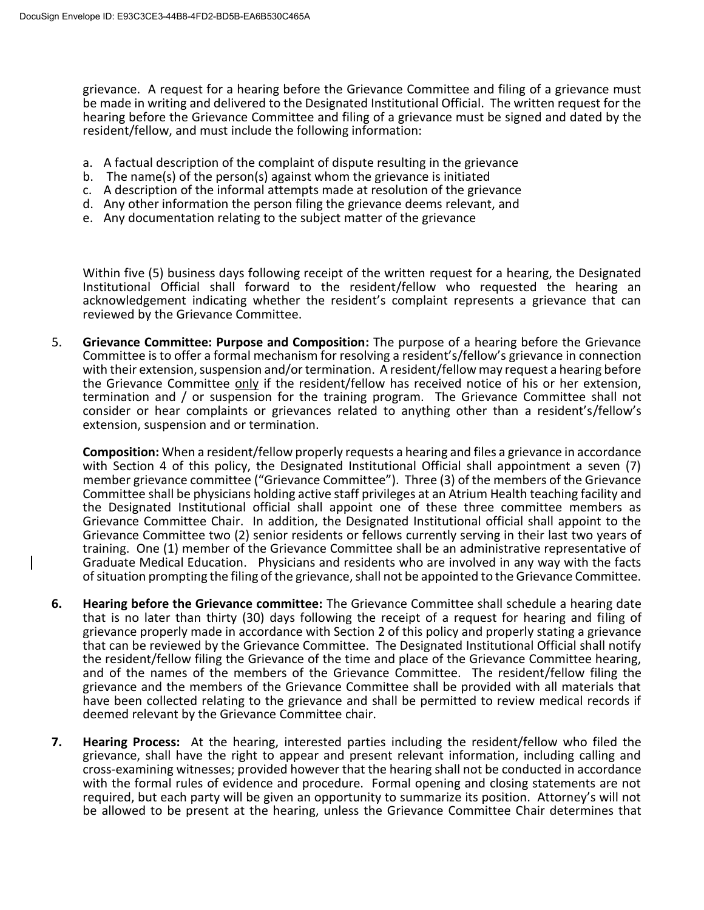grievance. A request for a hearing before the Grievance Committee and filing of a grievance must be made in writing and delivered to the Designated Institutional Official. The written request for the hearing before the Grievance Committee and filing of a grievance must be signed and dated by the resident/fellow, and must include the following information:

a. A factual description of the complaint of dispute resulting in the grievance
b. The name(s) of the person(s) against whom the grievance is initiated
c. A description of the informal attempts made at resolution of the grievance
d. Any other information the person filing the grievance deems relevant, and
e. Any documentation relating to the subject matter of the grievance

Within five (5) business days following receipt of the written request for a hearing, the Designated Institutional Official shall forward to the resident/fellow who requested the hearing an acknowledgement indicating whether the resident's complaint represents a grievance that can reviewed by the Grievance Committee.

5. **Grievance Committee: Purpose and Composition:** The purpose of a hearing before the Grievance Committee is to offer a formal mechanism for resolving a resident's/fellow's grievance in connection with their extension, suspension and/or termination. A resident/fellow may request a hearing before the Grievance Committee <u>only</u> if the resident/fellow has received notice of his or her extension, termination and / or suspension for the training program. The Grievance Committee shall not consider or hear complaints or grievances related to anything other than a resident's/fellow's extension, suspension and or termination.

   **Composition:** When a resident/fellow properly requests a hearing and files a grievance in accordance with Section 4 of this policy, the Designated Institutional Official shall appointment a seven (7) member grievance committee ("Grievance Committee"). Three (3) of the members of the Grievance Committee shall be physicians holding active staff privileges at an Atrium Health teaching facility and the Designated Institutional official shall appoint one of these three committee members as Grievance Committee Chair. In addition, the Designated Institutional official shall appoint to the Grievance Committee two (2) senior residents or fellows currently serving in their last two years of training. One (1) member of the Grievance Committee shall be an administrative representative of Graduate Medical Education. Physicians and residents who are involved in any way with the facts of situation prompting the filing of the grievance, shall not be appointed to the Grievance Committee.

6. **Hearing before the Grievance committee:** The Grievance Committee shall schedule a hearing date that is no later than thirty (30) days following the receipt of a request for hearing and filing of grievance properly made in accordance with Section 2 of this policy and properly stating a grievance that can be reviewed by the Grievance Committee. The Designated Institutional Official shall notify the resident/fellow filing the Grievance of the time and place of the Grievance Committee hearing, and of the names of the members of the Grievance Committee. The resident/fellow filing the grievance and the members of the Grievance Committee shall be provided with all materials that have been collected relating to the grievance and shall be permitted to review medical records if deemed relevant by the Grievance Committee chair.

7. **Hearing Process:** At the hearing, interested parties including the resident/fellow who filed the grievance, shall have the right to appear and present relevant information, including calling and cross-examining witnesses; provided however that the hearing shall not be conducted in accordance with the formal rules of evidence and procedure. Formal opening and closing statements are not required, but each party will be given an opportunity to summarize its position. Attorney's will not be allowed to be present at the hearing, unless the Grievance Committee Chair determines that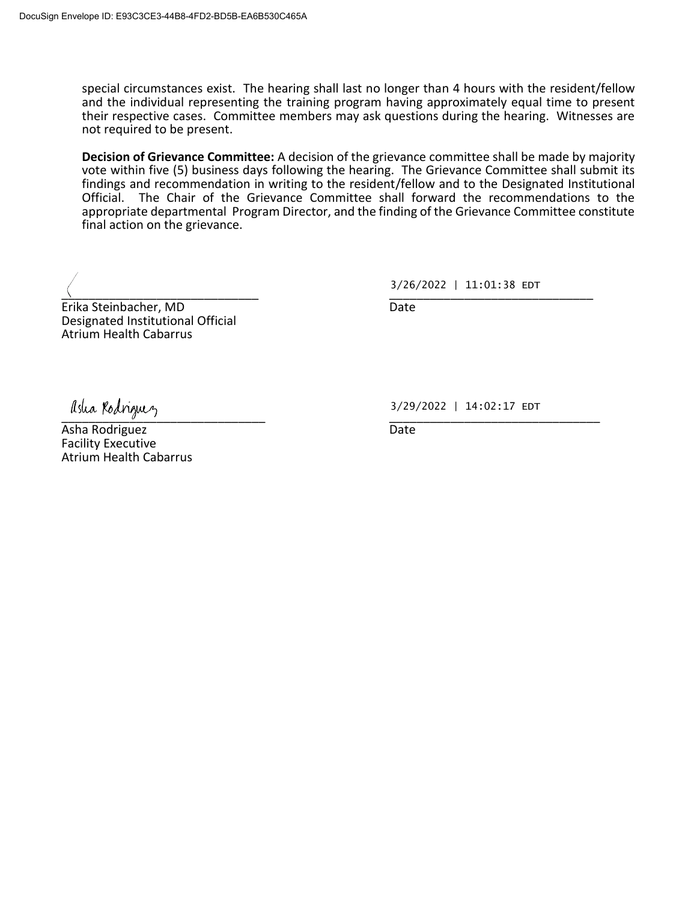special circumstances exist. The hearing shall last no longer than 4 hours with the resident/fellow and the individual representing the training program having approximately equal time to present their respective cases. Committee members may ask questions during the hearing. Witnesses are not required to be present.

**Decision of Grievance Committee:** A decision of the grievance committee shall be made by majority vote within five (5) business days following the hearing. The Grievance Committee shall submit its findings and recommendation in writing to the resident/fellow and to the Designated Institutional Official. The Chair of the Grievance Committee shall forward the recommendations to the appropriate departmental Program Director, and the finding of the Grievance Committee constitute final action on the grievance.

_______________________________ 3/26/2022 | 11:01:38 EDT

Erika Steinbacher, MD
Designated Institutional Official
Atrium Health Cabarrus

Date

Asha Rodriguez

_______________________________ 3/29/2022 | 14:02:17 EDT

Asha Rodriguez
Facility Executive
Atrium Health Cabarrus

Date